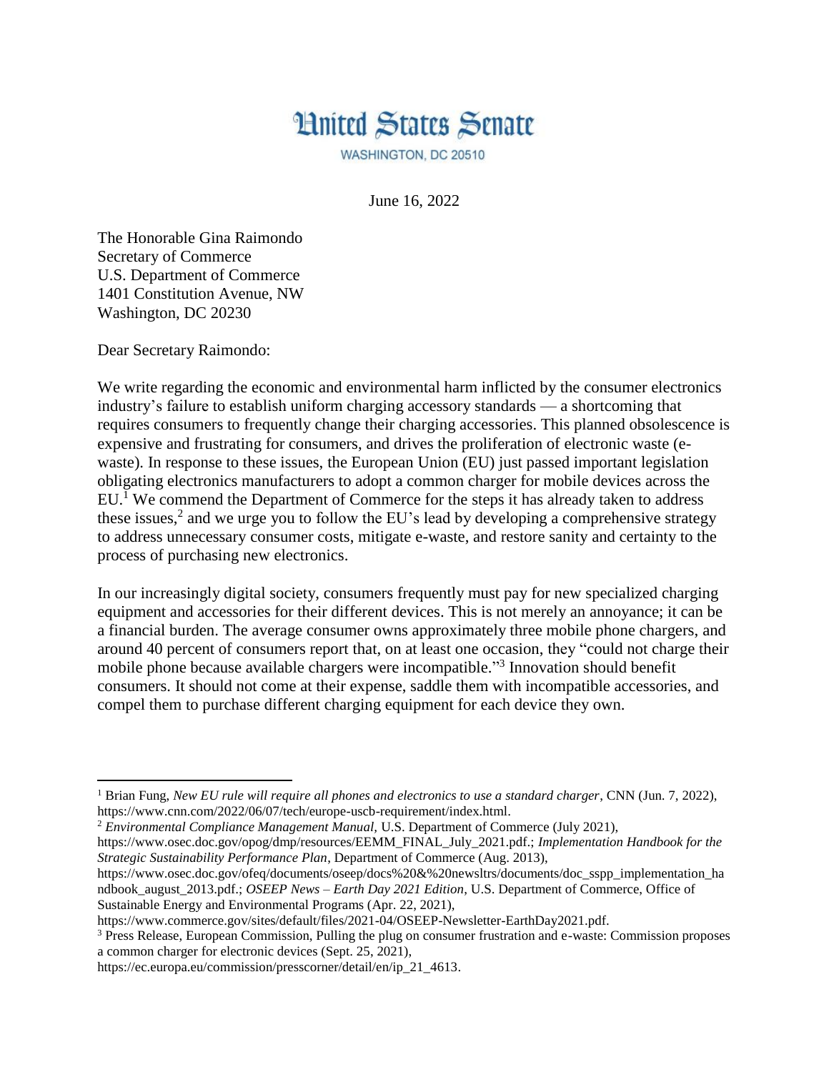# United States Senate

WASHINGTON, DC 20510

June 16, 2022

The Honorable Gina Raimondo
Secretary of Commerce
U.S. Department of Commerce
1401 Constitution Avenue, NW
Washington, DC 20230

Dear Secretary Raimondo:

We write regarding the economic and environmental harm inflicted by the consumer electronics industry's failure to establish uniform charging accessory standards — a shortcoming that requires consumers to frequently change their charging accessories. This planned obsolescence is expensive and frustrating for consumers, and drives the proliferation of electronic waste (e-waste). In response to these issues, the European Union (EU) just passed important legislation obligating electronics manufacturers to adopt a common charger for mobile devices across the EU.[1] We commend the Department of Commerce for the steps it has already taken to address these issues,[2] and we urge you to follow the EU's lead by developing a comprehensive strategy to address unnecessary consumer costs, mitigate e-waste, and restore sanity and certainty to the process of purchasing new electronics.

In our increasingly digital society, consumers frequently must pay for new specialized charging equipment and accessories for their different devices. This is not merely an annoyance; it can be a financial burden. The average consumer owns approximately three mobile phone chargers, and around 40 percent of consumers report that, on at least one occasion, they "could not charge their mobile phone because available chargers were incompatible."[3] Innovation should benefit consumers. It should not come at their expense, saddle them with incompatible accessories, and compel them to purchase different charging equipment for each device they own.

---

[1] Brian Fung, *New EU rule will require all phones and electronics to use a standard charger*, CNN (Jun. 7, 2022), https://www.cnn.com/2022/06/07/tech/europe-uscb-requirement/index.html.

[2] *Environmental Compliance Management Manual*, U.S. Department of Commerce (July 2021), https://www.osec.doc.gov/opog/dmp/resources/EEMM_FINAL_July_2021.pdf.; *Implementation Handbook for the Strategic Sustainability Performance Plan*, Department of Commerce (Aug. 2013), https://www.osec.doc.gov/ofeq/documents/oseep/docs%20&%20newsltrs/documents/doc_sspp_implementation_handbook_august_2013.pdf.; *OSEEP News – Earth Day 2021 Edition*, U.S. Department of Commerce, Office of Sustainable Energy and Environmental Programs (Apr. 22, 2021), https://www.commerce.gov/sites/default/files/2021-04/OSEEP-Newsletter-EarthDay2021.pdf.

[3] Press Release, European Commission, Pulling the plug on consumer frustration and e-waste: Commission proposes a common charger for electronic devices (Sept. 25, 2021), https://ec.europa.eu/commission/presscorner/detail/en/ip_21_4613.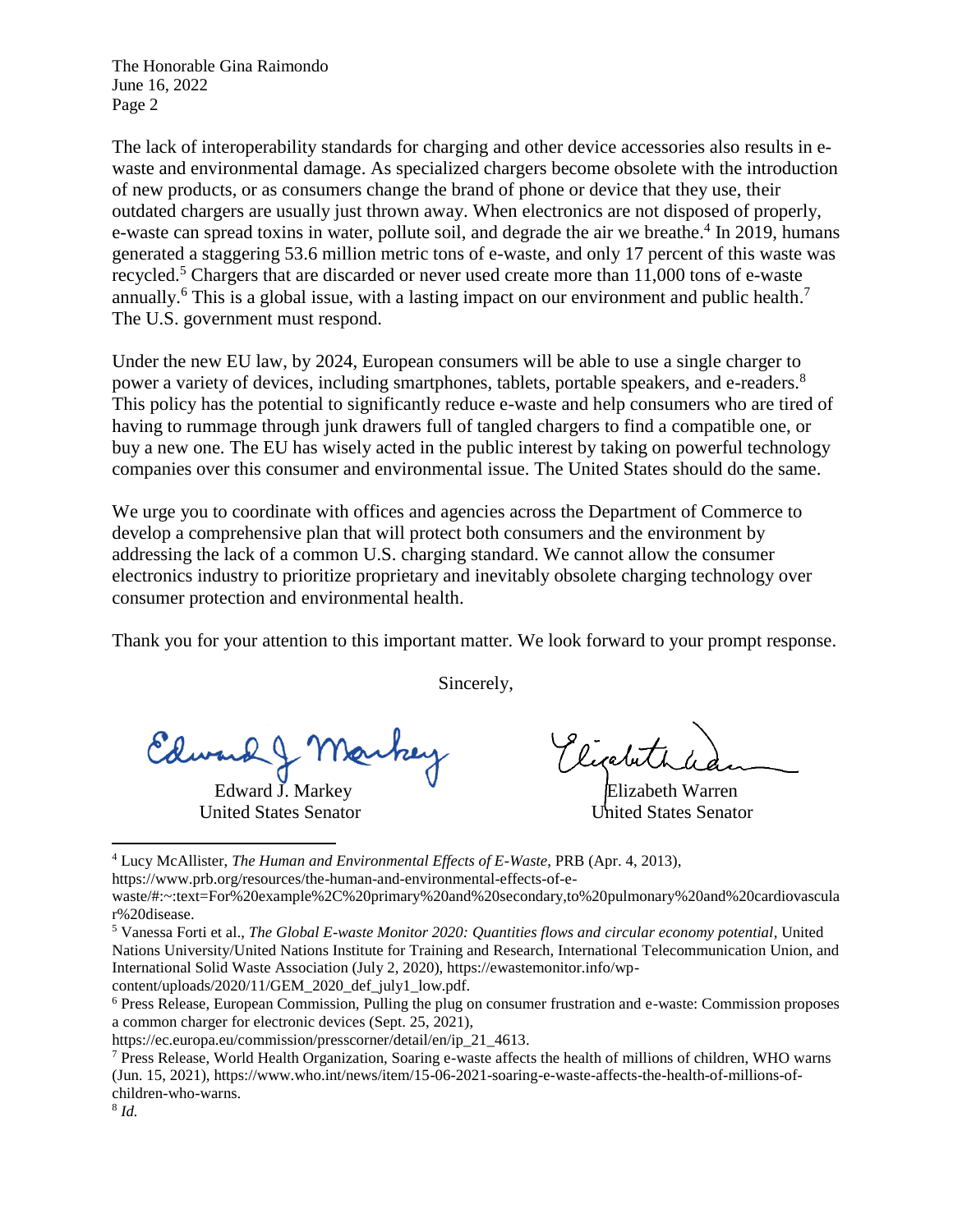The lack of interoperability standards for charging and other device accessories also results in e-waste and environmental damage. As specialized chargers become obsolete with the introduction of new products, or as consumers change the brand of phone or device that they use, their outdated chargers are usually just thrown away. When electronics are not disposed of properly, e-waste can spread toxins in water, pollute soil, and degrade the air we breathe.[4] In 2019, humans generated a staggering 53.6 million metric tons of e-waste, and only 17 percent of this waste was recycled.[5] Chargers that are discarded or never used create more than 11,000 tons of e-waste annually.[6] This is a global issue, with a lasting impact on our environment and public health.[7] The U.S. government must respond.

Under the new EU law, by 2024, European consumers will be able to use a single charger to power a variety of devices, including smartphones, tablets, portable speakers, and e-readers.[8] This policy has the potential to significantly reduce e-waste and help consumers who are tired of having to rummage through junk drawers full of tangled chargers to find a compatible one, or buy a new one. The EU has wisely acted in the public interest by taking on powerful technology companies over this consumer and environmental issue. The United States should do the same.

We urge you to coordinate with offices and agencies across the Department of Commerce to develop a comprehensive plan that will protect both consumers and the environment by addressing the lack of a common U.S. charging standard. We cannot allow the consumer electronics industry to prioritize proprietary and inevitably obsolete charging technology over consumer protection and environmental health.

Thank you for your attention to this important matter. We look forward to your prompt response.

Sincerely,

Edward J. Markey
United States Senator

Elizabeth Warren
United States Senator

---

[4] Lucy McAllister, *The Human and Environmental Effects of E-Waste*, PRB (Apr. 4, 2013), https://www.prb.org/resources/the-human-and-environmental-effects-of-e-waste/#:~:text=For%20example%2C%20primary%20and%20secondary,to%20pulmonary%20and%20cardiovascular%20disease.

[5] Vanessa Forti et al., *The Global E-waste Monitor 2020: Quantities flows and circular economy potential*, United Nations University/United Nations Institute for Training and Research, International Telecommunication Union, and International Solid Waste Association (July 2, 2020), https://ewastemonitor.info/wp-content/uploads/2020/11/GEM_2020_def_july1_low.pdf.

[6] Press Release, European Commission, Pulling the plug on consumer frustration and e-waste: Commission proposes a common charger for electronic devices (Sept. 25, 2021), https://ec.europa.eu/commission/presscorner/detail/en/ip_21_4613.

[7] Press Release, World Health Organization, Soaring e-waste affects the health of millions of children, WHO warns (Jun. 15, 2021), https://www.who.int/news/item/15-06-2021-soaring-e-waste-affects-the-health-of-millions-of-children-who-warns.

[8] *Id.*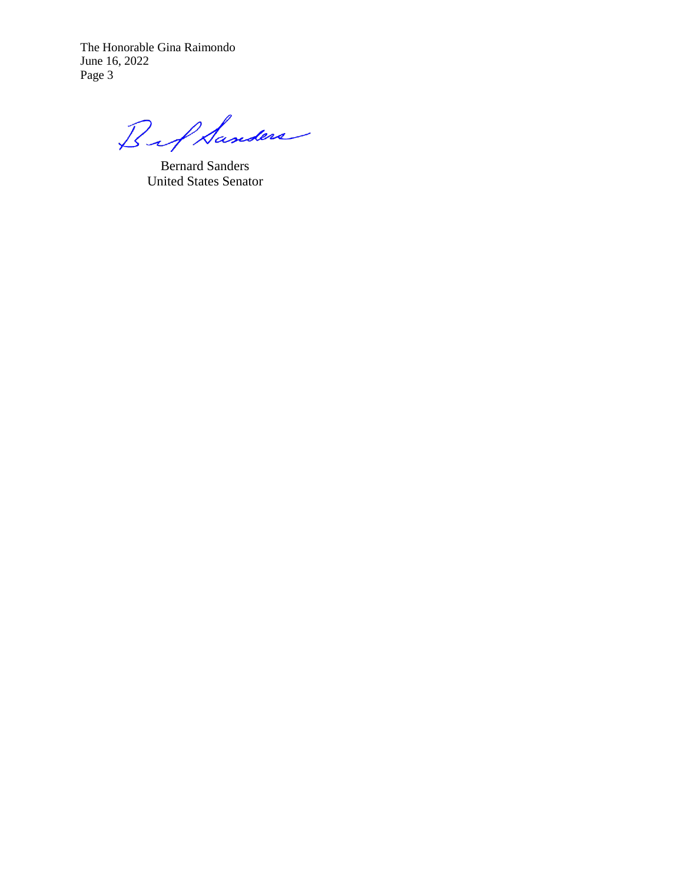Bernard Sanders
United States Senator